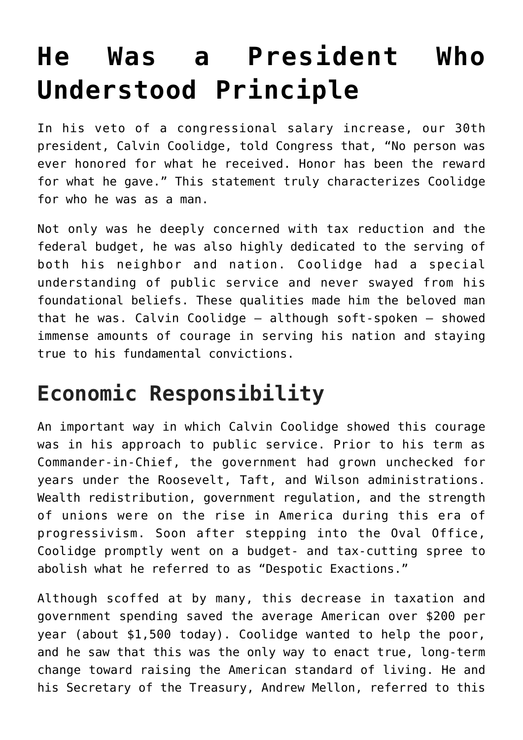# He Was a President Who Understood Principle

In his veto of a congressional salary increase, our 30th president, Calvin Coolidge, told Congress that, "No person was ever honored for what he received. Honor has been the reward for what he gave." This statement truly characterizes Coolidge for who he was as a man.

Not only was he deeply concerned with tax reduction and the federal budget, he was also highly dedicated to the serving of both his neighbor and nation. Coolidge had a special understanding of public service and never swayed from his foundational beliefs. These qualities made him the beloved man that he was. Calvin Coolidge – although soft-spoken – showed immense amounts of courage in serving his nation and staying true to his fundamental convictions.

## Economic Responsibility

An important way in which Calvin Coolidge showed this courage was in his approach to public service. Prior to his term as Commander-in-Chief, the government had grown unchecked for years under the Roosevelt, Taft, and Wilson administrations. Wealth redistribution, government regulation, and the strength of unions were on the rise in America during this era of progressivism. Soon after stepping into the Oval Office, Coolidge promptly went on a budget- and tax-cutting spree to abolish what he referred to as "Despotic Exactions."

Although scoffed at by many, this decrease in taxation and government spending saved the average American over $200 per year (about $1,500 today). Coolidge wanted to help the poor, and he saw that this was the only way to enact true, long-term change toward raising the American standard of living. He and his Secretary of the Treasury, Andrew Mellon, referred to this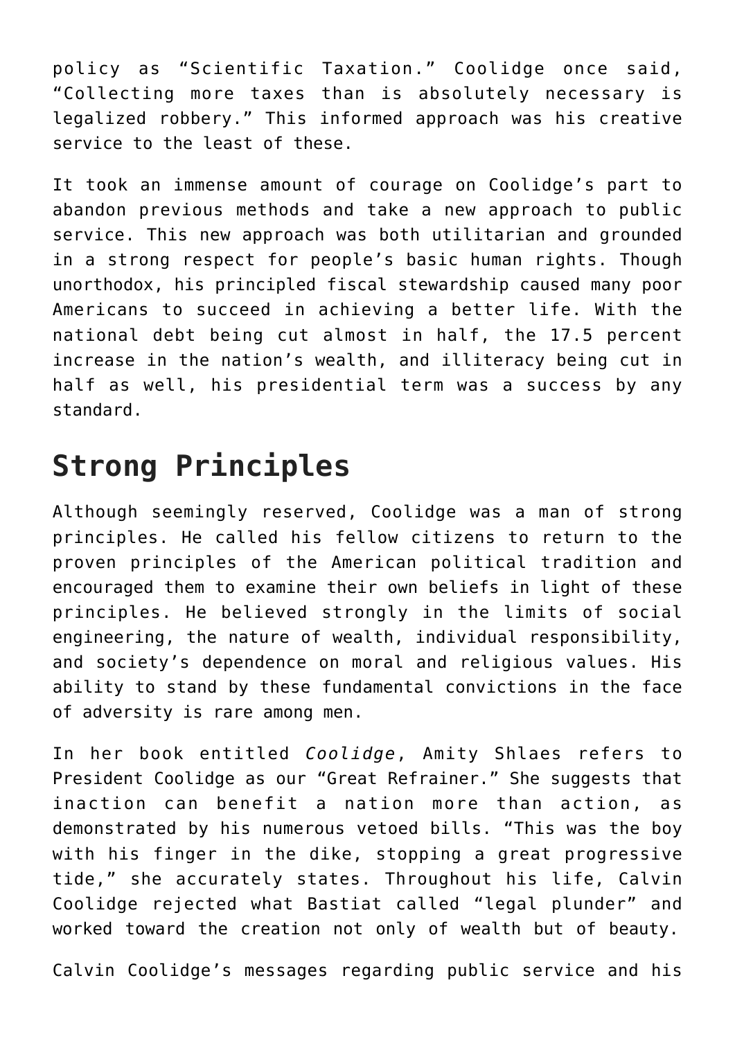policy as "Scientific Taxation." Coolidge once said, "Collecting more taxes than is absolutely necessary is legalized robbery." This informed approach was his creative service to the least of these.

It took an immense amount of courage on Coolidge's part to abandon previous methods and take a new approach to public service. This new approach was both utilitarian and grounded in a strong respect for people's basic human rights. Though unorthodox, his principled fiscal stewardship caused many poor Americans to succeed in achieving a better life. With the national debt being cut almost in half, the 17.5 percent increase in the nation's wealth, and illiteracy being cut in half as well, his presidential term was a success by any standard.

## Strong Principles

Although seemingly reserved, Coolidge was a man of strong principles. He called his fellow citizens to return to the proven principles of the American political tradition and encouraged them to examine their own beliefs in light of these principles. He believed strongly in the limits of social engineering, the nature of wealth, individual responsibility, and society's dependence on moral and religious values. His ability to stand by these fundamental convictions in the face of adversity is rare among men.

In her book entitled *Coolidge*, Amity Shlaes refers to President Coolidge as our "Great Refrainer." She suggests that inaction can benefit a nation more than action, as demonstrated by his numerous vetoed bills. "This was the boy with his finger in the dike, stopping a great progressive tide," she accurately states. Throughout his life, Calvin Coolidge rejected what Bastiat called "legal plunder" and worked toward the creation not only of wealth but of beauty.

Calvin Coolidge's messages regarding public service and his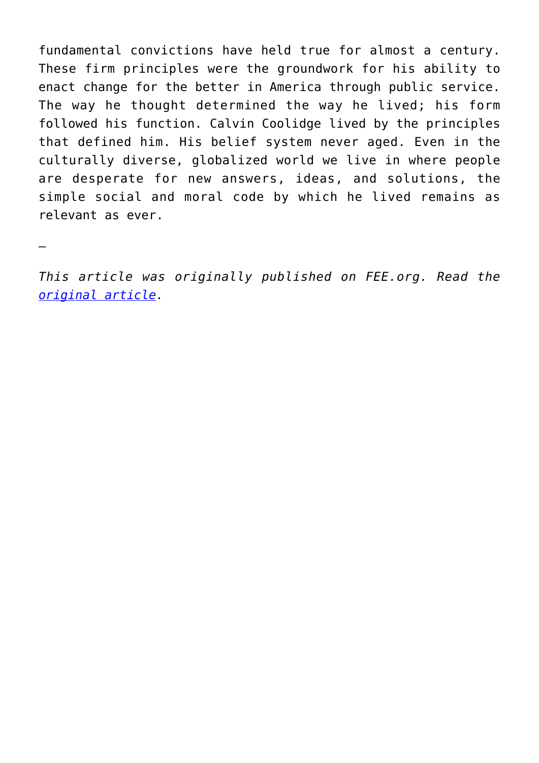fundamental convictions have held true for almost a century. These firm principles were the groundwork for his ability to enact change for the better in America through public service. The way he thought determined the way he lived; his form followed his function. Calvin Coolidge lived by the principles that defined him. His belief system never aged. Even in the culturally diverse, globalized world we live in where people are desperate for new answers, ideas, and solutions, the simple social and moral code by which he lived remains as relevant as ever.

—

*This article was originally published on FEE.org. Read the original article.*